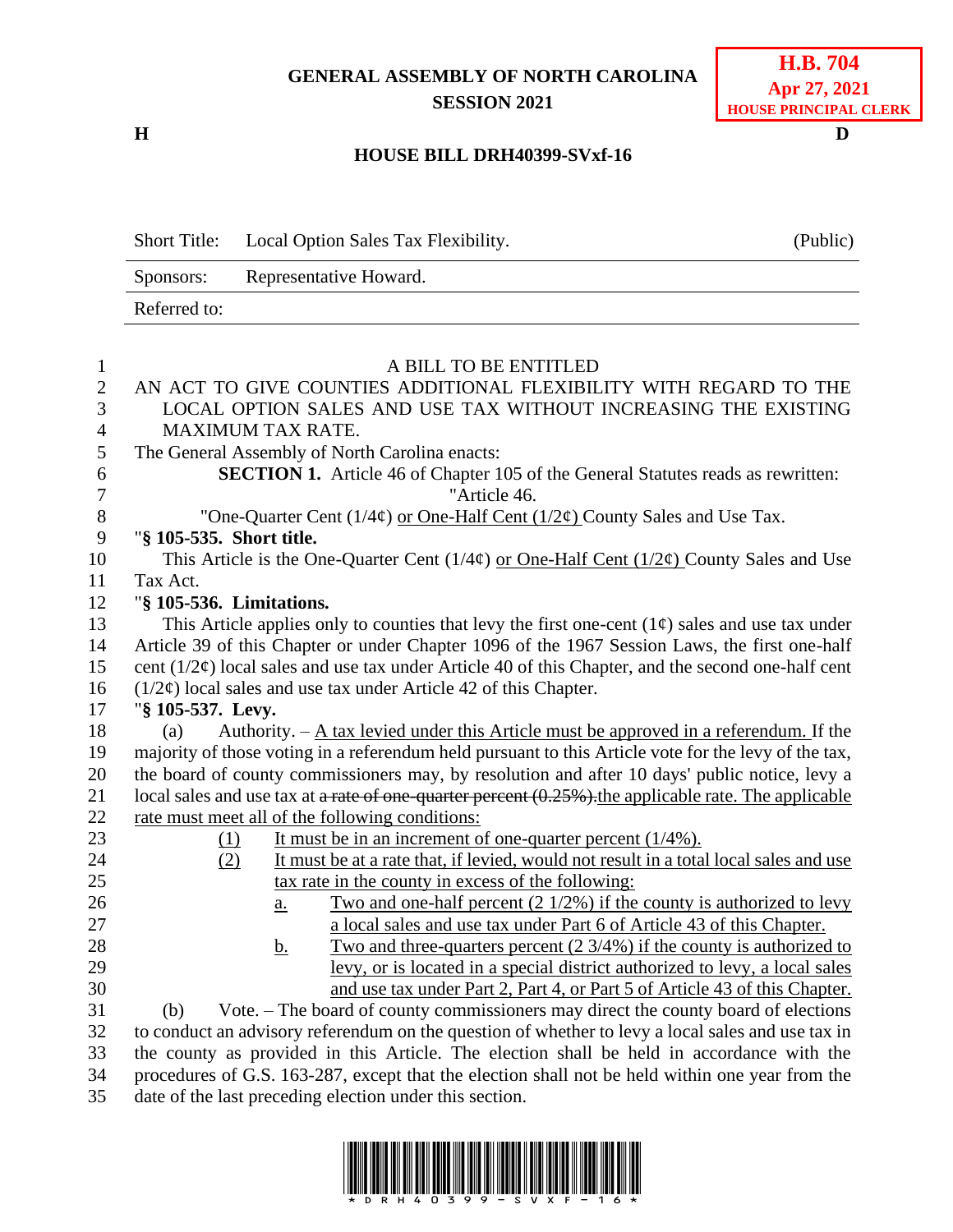**GENERAL ASSEMBLY OF NORTH CAROLINA**
**SESSION 2021**

**H.B. 704**
**Apr 27, 2021**
**HOUSE PRINCIPAL CLERK**

**H** **D**

**HOUSE BILL DRH40399-SVxf-16**

| Short Title: | Local Option Sales Tax Flexibility. | (Public) |
|---|---|---|
| Sponsors: | Representative Howard. | |
| Referred to: | | |

A BILL TO BE ENTITLED

AN ACT TO GIVE COUNTIES ADDITIONAL FLEXIBILITY WITH REGARD TO THE LOCAL OPTION SALES AND USE TAX WITHOUT INCREASING THE EXISTING MAXIMUM TAX RATE.

The General Assembly of North Carolina enacts:

**SECTION 1.** Article 46 of Chapter 105 of the General Statutes reads as rewritten:

"Article 46.

"One-Quarter Cent (1/4¢) <u>or One-Half Cent (1/2¢)</u> County Sales and Use Tax.

"**§ 105-535. Short title.**

This Article is the One-Quarter Cent (1/4¢) <u>or One-Half Cent (1/2¢)</u> County Sales and Use Tax Act.

"**§ 105-536. Limitations.**

This Article applies only to counties that levy the first one-cent (1¢) sales and use tax under Article 39 of this Chapter or under Chapter 1096 of the 1967 Session Laws, the first one-half cent (1/2¢) local sales and use tax under Article 40 of this Chapter, and the second one-half cent (1/2¢) local sales and use tax under Article 42 of this Chapter.

"**§ 105-537. Levy.**

(a) Authority. – <u>A tax levied under this Article must be approved in a referendum.</u> If the majority of those voting in a referendum held pursuant to this Article vote for the levy of the tax, the board of county commissioners may, by resolution and after 10 days' public notice, levy a local sales and use tax at ~~a rate of one-quarter percent (0.25%).~~<u>the applicable rate. The applicable rate must meet all of the following conditions:</u>

<u>(1)</u> <u>It must be in an increment of one-quarter percent (1/4%).</u>

<u>(2)</u> <u>It must be at a rate that, if levied, would not result in a total local sales and use tax rate in the county in excess of the following:</u>

<u>a.</u> <u>Two and one-half percent (2 1/2%) if the county is authorized to levy a local sales and use tax under Part 6 of Article 43 of this Chapter.</u>

<u>b.</u> <u>Two and three-quarters percent (2 3/4%) if the county is authorized to levy, or is located in a special district authorized to levy, a local sales and use tax under Part 2, Part 4, or Part 5 of Article 43 of this Chapter.</u>

(b) Vote. – The board of county commissioners may direct the county board of elections to conduct an advisory referendum on the question of whether to levy a local sales and use tax in the county as provided in this Article. The election shall be held in accordance with the procedures of G.S. 163-287, except that the election shall not be held within one year from the date of the last preceding election under this section.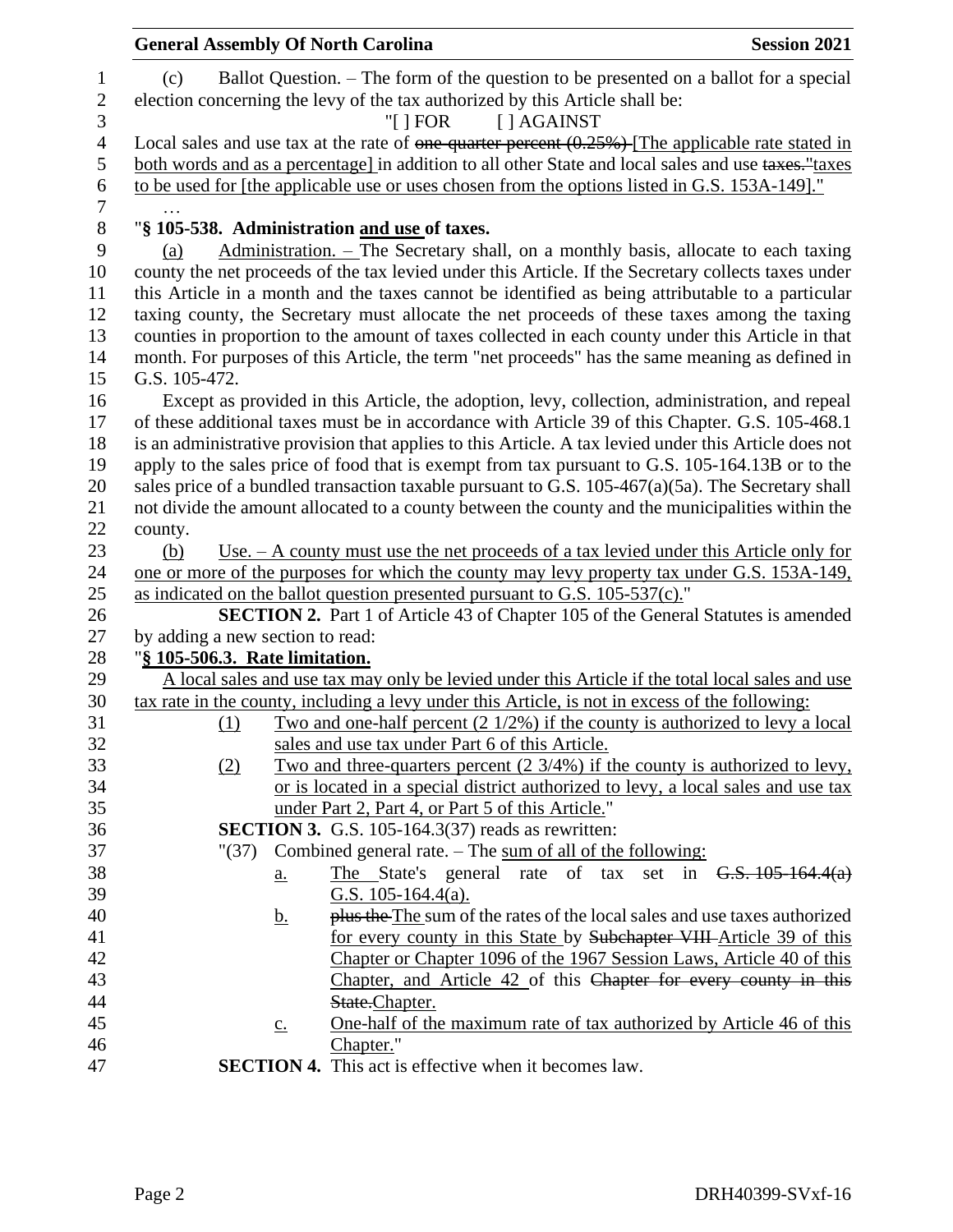(c) Ballot Question. – The form of the question to be presented on a ballot for a special election concerning the levy of the tax authorized by this Article shall be:

"[ ] FOR [ ] AGAINST

Local sales and use tax at the rate of ~~one-quarter percent (0.25%)~~ [The applicable rate stated in both words and as a percentage] in addition to all other State and local sales and use ~~taxes."~~taxes to be used for [the applicable use or uses chosen from the options listed in G.S. 153A-149]."

…

"**§ 105-538. Administration and use of taxes.**

(a) Administration. – The Secretary shall, on a monthly basis, allocate to each taxing county the net proceeds of the tax levied under this Article. If the Secretary collects taxes under this Article in a month and the taxes cannot be identified as being attributable to a particular taxing county, the Secretary must allocate the net proceeds of these taxes among the taxing counties in proportion to the amount of taxes collected in each county under this Article in that month. For purposes of this Article, the term "net proceeds" has the same meaning as defined in G.S. 105-472.

Except as provided in this Article, the adoption, levy, collection, administration, and repeal of these additional taxes must be in accordance with Article 39 of this Chapter. G.S. 105-468.1 is an administrative provision that applies to this Article. A tax levied under this Article does not apply to the sales price of food that is exempt from tax pursuant to G.S. 105-164.13B or to the sales price of a bundled transaction taxable pursuant to G.S. 105-467(a)(5a). The Secretary shall not divide the amount allocated to a county between the county and the municipalities within the county.

(b) Use. – A county must use the net proceeds of a tax levied under this Article only for one or more of the purposes for which the county may levy property tax under G.S. 153A-149, as indicated on the ballot question presented pursuant to G.S. 105-537(c)."

**SECTION 2.** Part 1 of Article 43 of Chapter 105 of the General Statutes is amended by adding a new section to read:

"**§ 105-506.3. Rate limitation.**

A local sales and use tax may only be levied under this Article if the total local sales and use tax rate in the county, including a levy under this Article, is not in excess of the following:

(1) Two and one-half percent (2 1/2%) if the county is authorized to levy a local sales and use tax under Part 6 of this Article.

(2) Two and three-quarters percent (2 3/4%) if the county is authorized to levy, or is located in a special district authorized to levy, a local sales and use tax under Part 2, Part 4, or Part 5 of this Article."

**SECTION 3.** G.S. 105-164.3(37) reads as rewritten:

"(37) Combined general rate. – The sum of all of the following:

a. The State's general rate of tax set in ~~G.S. 105-164.4(a)~~ G.S. 105-164.4(a).

b. ~~plus the~~ The sum of the rates of the local sales and use taxes authorized for every county in this State by ~~Subchapter VIII~~ Article 39 of this Chapter or Chapter 1096 of the 1967 Session Laws, Article 40 of this Chapter, and Article 42 of this ~~Chapter for every county in this State.~~Chapter.

c. One-half of the maximum rate of tax authorized by Article 46 of this Chapter."

**SECTION 4.** This act is effective when it becomes law.